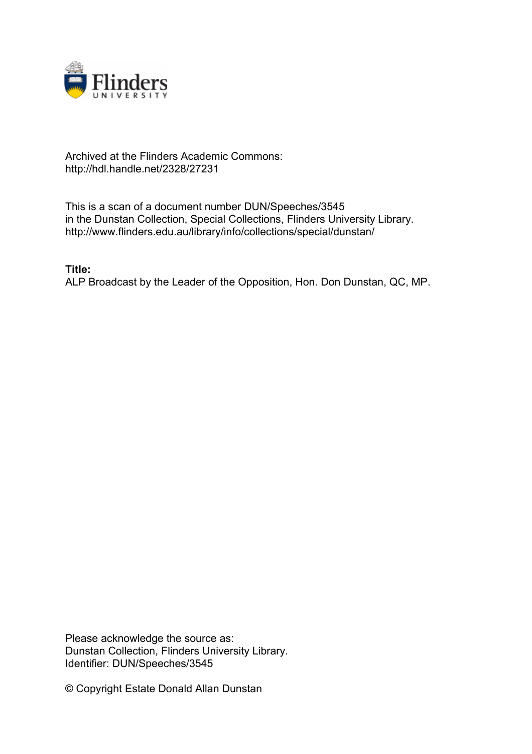Archived at the Flinders Academic Commons:
http://hdl.handle.net/2328/27231

This is a scan of a document number DUN/Speeches/3545
in the Dunstan Collection, Special Collections, Flinders University Library.
http://www.flinders.edu.au/library/info/collections/special/dunstan/

**Title:**
ALP Broadcast by the Leader of the Opposition, Hon. Don Dunstan, QC, MP.

Please acknowledge the source as:
Dunstan Collection, Flinders University Library.
Identifier: DUN/Speeches/3545

© Copyright Estate Donald Allan Dunstan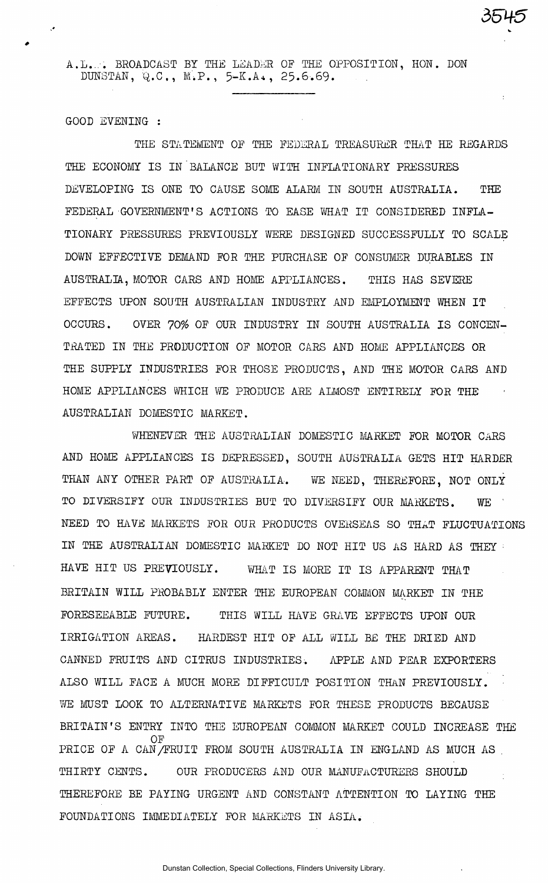A.L.P. BROADCAST BY THE LEADER OF THE OPPOSITION, HON. DON DUNSTAN, Q.C., M.P., 5-K.A., 25.6.69.

GOOD EVENING :

THE STATEMENT OF THE FEDERAL TREASURER THAT HE REGARDS THE ECONOMY IS IN BALANCE BUT WITH INFLATIONARY PRESSURES DEVELOPING IS ONE TO CAUSE SOME ALARM IN SOUTH AUSTRALIA. THE FEDERAL GOVERNMENT'S ACTIONS TO EASE WHAT IT CONSIDERED INFLATIONARY PRESSURES PREVIOUSLY WERE DESIGNED SUCCESSFULLY TO SCALE DOWN EFFECTIVE DEMAND FOR THE PURCHASE OF CONSUMER DURABLES IN AUSTRALIA, MOTOR CARS AND HOME APPLIANCES. THIS HAS SEVERE EFFECTS UPON SOUTH AUSTRALIAN INDUSTRY AND EMPLOYMENT WHEN IT OCCURS. OVER 70% OF OUR INDUSTRY IN SOUTH AUSTRALIA IS CONCENTRATED IN THE PRODUCTION OF MOTOR CARS AND HOME APPLIANCES OR THE SUPPLY INDUSTRIES FOR THOSE PRODUCTS, AND THE MOTOR CARS AND HOME APPLIANCES WHICH WE PRODUCE ARE ALMOST ENTIRELY FOR THE AUSTRALIAN DOMESTIC MARKET.

WHENEVER THE AUSTRALIAN DOMESTIC MARKET FOR MOTOR CARS AND HOME APPLIANCES IS DEPRESSED, SOUTH AUSTRALIA GETS HIT HARDER THAN ANY OTHER PART OF AUSTRALIA. WE NEED, THEREFORE, NOT ONLY TO DIVERSIFY OUR INDUSTRIES BUT TO DIVERSIFY OUR MARKETS. WE NEED TO HAVE MARKETS FOR OUR PRODUCTS OVERSEAS SO THAT FLUCTUATIONS IN THE AUSTRALIAN DOMESTIC MARKET DO NOT HIT US AS HARD AS THEY HAVE HIT US PREVIOUSLY. WHAT IS MORE IT IS APPARENT THAT BRITAIN WILL PROBABLY ENTER THE EUROPEAN COMMON MARKET IN THE FORESEEABLE FUTURE. THIS WILL HAVE GRAVE EFFECTS UPON OUR IRRIGATION AREAS. HARDEST HIT OF ALL WILL BE THE DRIED AND CANNED FRUITS AND CITRUS INDUSTRIES. APPLE AND PEAR EXPORTERS ALSO WILL FACE A MUCH MORE DIFFICULT POSITION THAN PREVIOUSLY. WE MUST LOOK TO ALTERNATIVE MARKETS FOR THESE PRODUCTS BECAUSE BRITAIN'S ENTRY INTO THE EUROPEAN COMMON MARKET COULD INCREASE THE PRICE OF A CAN OF FRUIT FROM SOUTH AUSTRALIA IN ENGLAND AS MUCH AS THIRTY CENTS. OUR PRODUCERS AND OUR MANUFACTURERS SHOULD THEREFORE BE PAYING URGENT AND CONSTANT ATTENTION TO LAYING THE FOUNDATIONS IMMEDIATELY FOR MARKETS IN ASIA.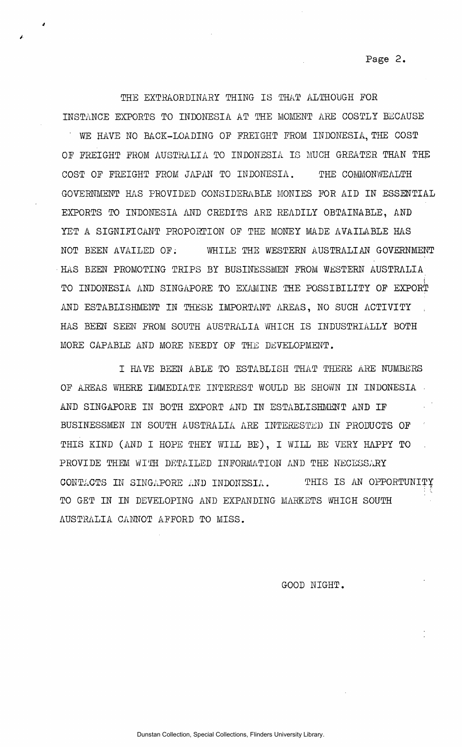THE EXTRAORDINARY THING IS THAT ALTHOUGH FOR INSTANCE EXPORTS TO INDONESIA AT THE MOMENT ARE COSTLY BECAUSE WE HAVE NO BACK-LOADING OF FREIGHT FROM INDONESIA, THE COST OF FREIGHT FROM AUSTRALIA TO INDONESIA IS MUCH GREATER THAN THE COST OF FREIGHT FROM JAPAN TO INDONESIA. THE COMMONWEALTH GOVERNMENT HAS PROVIDED CONSIDERABLE MONIES FOR AID IN ESSENTIAL EXPORTS TO INDONESIA AND CREDITS ARE READILY OBTAINABLE, AND YET A SIGNIFICANT PROPORTION OF THE MONEY MADE AVAILABLE HAS NOT BEEN AVAILED OF. WHILE THE WESTERN AUSTRALIAN GOVERNMENT HAS BEEN PROMOTING TRIPS BY BUSINESSMEN FROM WESTERN AUSTRALIA TO INDONESIA AND SINGAPORE TO EXAMINE THE POSSIBILITY OF EXPORT AND ESTABLISHMENT IN THESE IMPORTANT AREAS, NO SUCH ACTIVITY HAS BEEN SEEN FROM SOUTH AUSTRALIA WHICH IS INDUSTRIALLY BOTH MORE CAPABLE AND MORE NEEDY OF THE DEVELOPMENT.

I HAVE BEEN ABLE TO ESTABLISH THAT THERE ARE NUMBERS OF AREAS WHERE IMMEDIATE INTEREST WOULD BE SHOWN IN INDONESIA AND SINGAPORE IN BOTH EXPORT AND IN ESTABLISHMENT AND IF BUSINESSMEN IN SOUTH AUSTRALIA ARE INTERESTED IN PRODUCTS OF THIS KIND (AND I HOPE THEY WILL BE), I WILL BE VERY HAPPY TO PROVIDE THEM WITH DETAILED INFORMATION AND THE NECESSARY CONTACTS IN SINGAPORE AND INDONESIA. THIS IS AN OPPORTUNITY TO GET IN IN DEVELOPING AND EXPANDING MARKETS WHICH SOUTH AUSTRALIA CANNOT AFFORD TO MISS.

GOOD NIGHT.